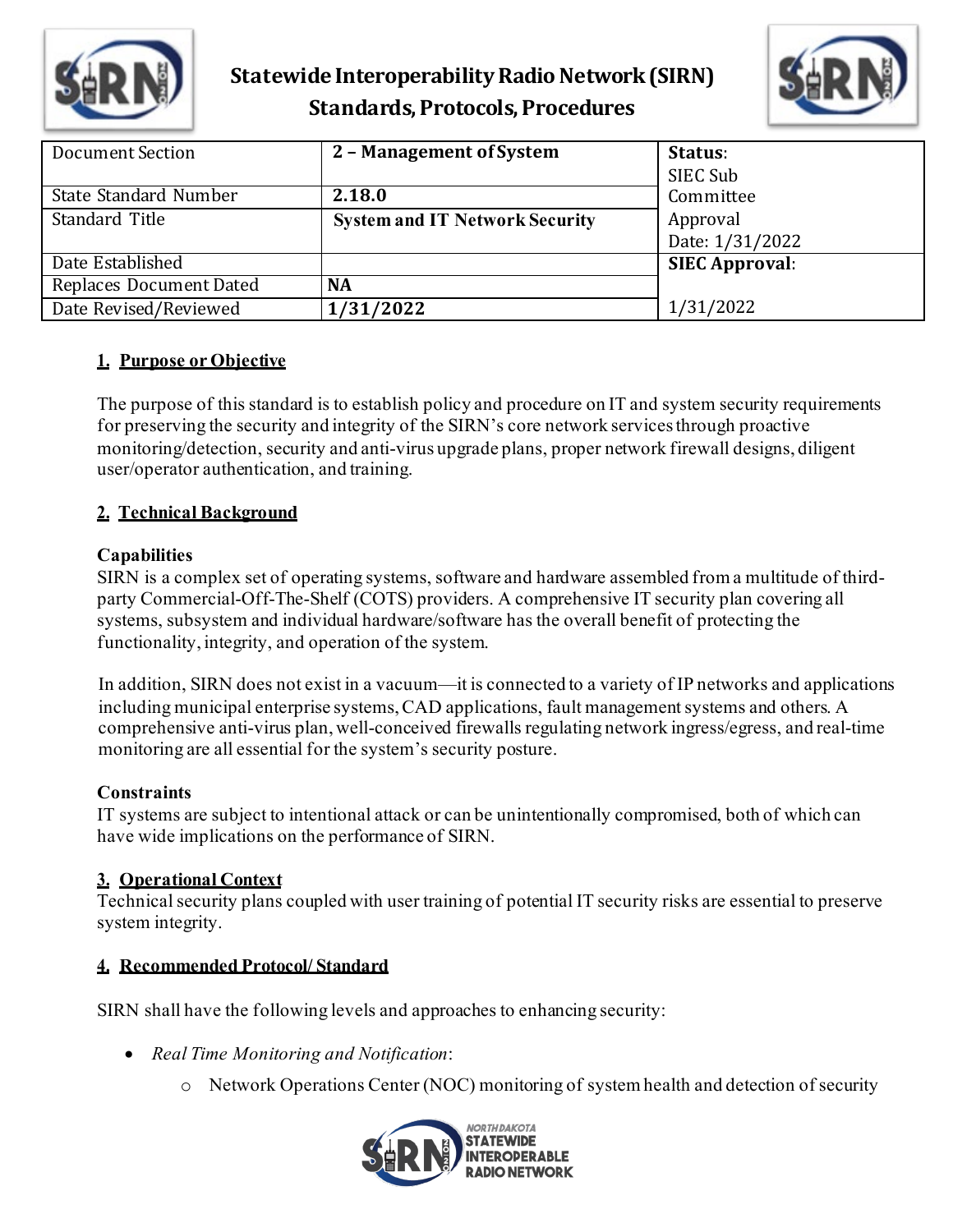# Statewide Interoperability Radio Network (SIRN) Standards, Protocols, Procedures

| Document Section | **2 – Management of System** | **Status**: SIEC Sub Committee Approval Date: 1/31/2022 |
|---|---|---|
| State Standard Number | **2.18.0** | |
| Standard Title | **System and IT Network Security** | |
| Date Established | | **SIEC Approval**: 1/31/2022 |
| Replaces Document Dated | **NA** | |
| Date Revised/Reviewed | **1/31/2022** | |

## 1. Purpose or Objective

The purpose of this standard is to establish policy and procedure on IT and system security requirements for preserving the security and integrity of the SIRN's core network services through proactive monitoring/detection, security and anti-virus upgrade plans, proper network firewall designs, diligent user/operator authentication, and training.

## 2. Technical Background

### Capabilities

SIRN is a complex set of operating systems, software and hardware assembled from a multitude of third-party Commercial-Off-The-Shelf (COTS) providers. A comprehensive IT security plan covering all systems, subsystem and individual hardware/software has the overall benefit of protecting the functionality, integrity, and operation of the system.

In addition, SIRN does not exist in a vacuum—it is connected to a variety of IP networks and applications including municipal enterprise systems, CAD applications, fault management systems and others. A comprehensive anti-virus plan, well-conceived firewalls regulating network ingress/egress, and real-time monitoring are all essential for the system's security posture.

### Constraints

IT systems are subject to intentional attack or can be unintentionally compromised, both of which can have wide implications on the performance of SIRN.

## 3. Operational Context

Technical security plans coupled with user training of potential IT security risks are essential to preserve system integrity.

## 4. Recommended Protocol/ Standard

SIRN shall have the following levels and approaches to enhancing security:

- *Real Time Monitoring and Notification*:
  - Network Operations Center (NOC) monitoring of system health and detection of security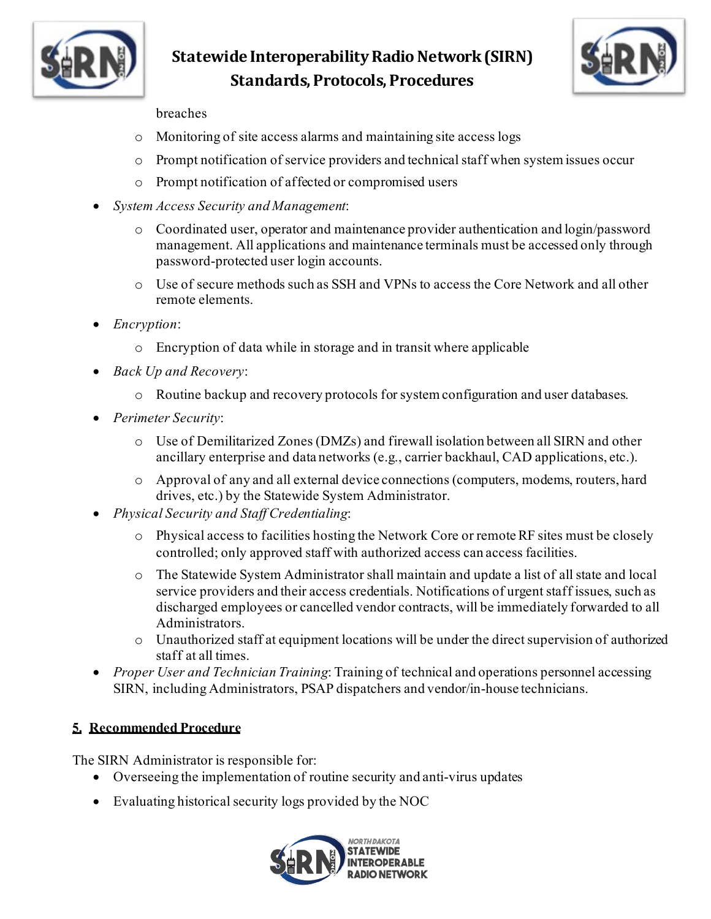breaches

  - Monitoring of site access alarms and maintaining site access logs
  - Prompt notification of service providers and technical staff when system issues occur
  - Prompt notification of affected or compromised users

- *System Access Security and Management*:
  - Coordinated user, operator and maintenance provider authentication and login/password management. All applications and maintenance terminals must be accessed only through password-protected user login accounts.
  - Use of secure methods such as SSH and VPNs to access the Core Network and all other remote elements.
- *Encryption*:
  - Encryption of data while in storage and in transit where applicable
- *Back Up and Recovery*:
  - Routine backup and recovery protocols for system configuration and user databases.
- *Perimeter Security*:
  - Use of Demilitarized Zones (DMZs) and firewall isolation between all SIRN and other ancillary enterprise and data networks (e.g., carrier backhaul, CAD applications, etc.).
  - Approval of any and all external device connections (computers, modems, routers, hard drives, etc.) by the Statewide System Administrator.
- *Physical Security and Staff Credentialing*:
  - Physical access to facilities hosting the Network Core or remote RF sites must be closely controlled; only approved staff with authorized access can access facilities.
  - The Statewide System Administrator shall maintain and update a list of all state and local service providers and their access credentials. Notifications of urgent staff issues, such as discharged employees or cancelled vendor contracts, will be immediately forwarded to all Administrators.
  - Unauthorized staff at equipment locations will be under the direct supervision of authorized staff at all times.
- *Proper User and Technician Training*: Training of technical and operations personnel accessing SIRN, including Administrators, PSAP dispatchers and vendor/in-house technicians.

## 5. Recommended Procedure

The SIRN Administrator is responsible for:

- Overseeing the implementation of routine security and anti-virus updates
- Evaluating historical security logs provided by the NOC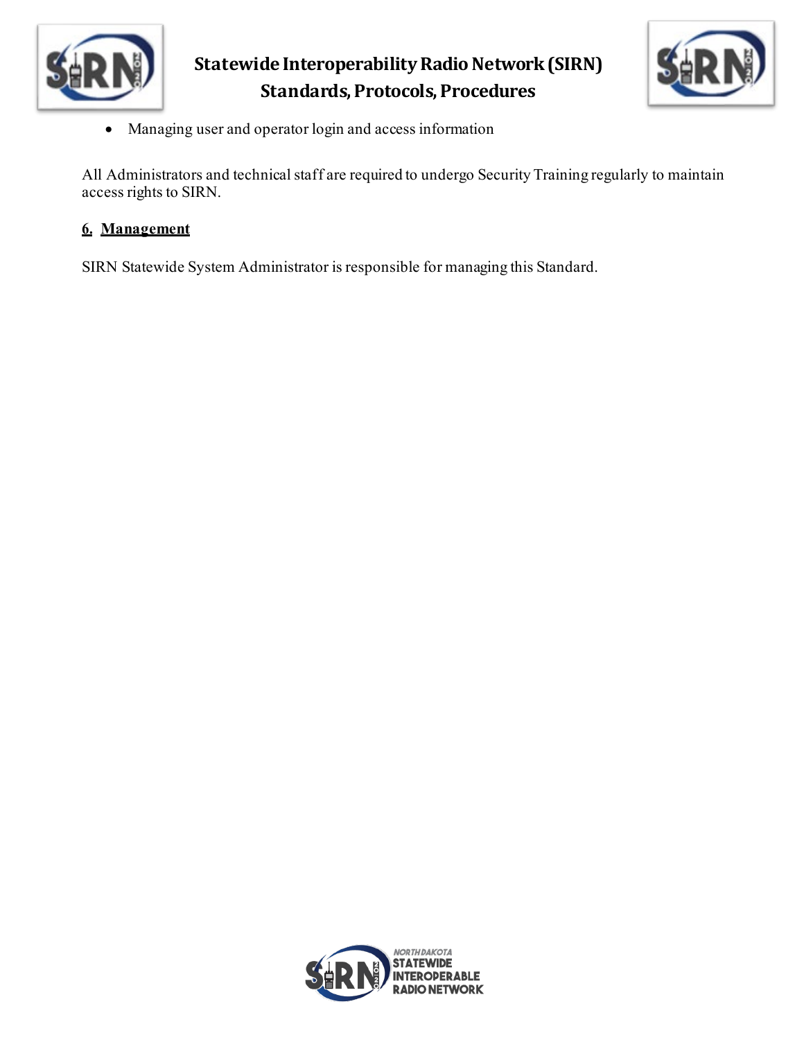- Managing user and operator login and access information

All Administrators and technical staff are required to undergo Security Training regularly to maintain access rights to SIRN.

## 6. Management

SIRN Statewide System Administrator is responsible for managing this Standard.